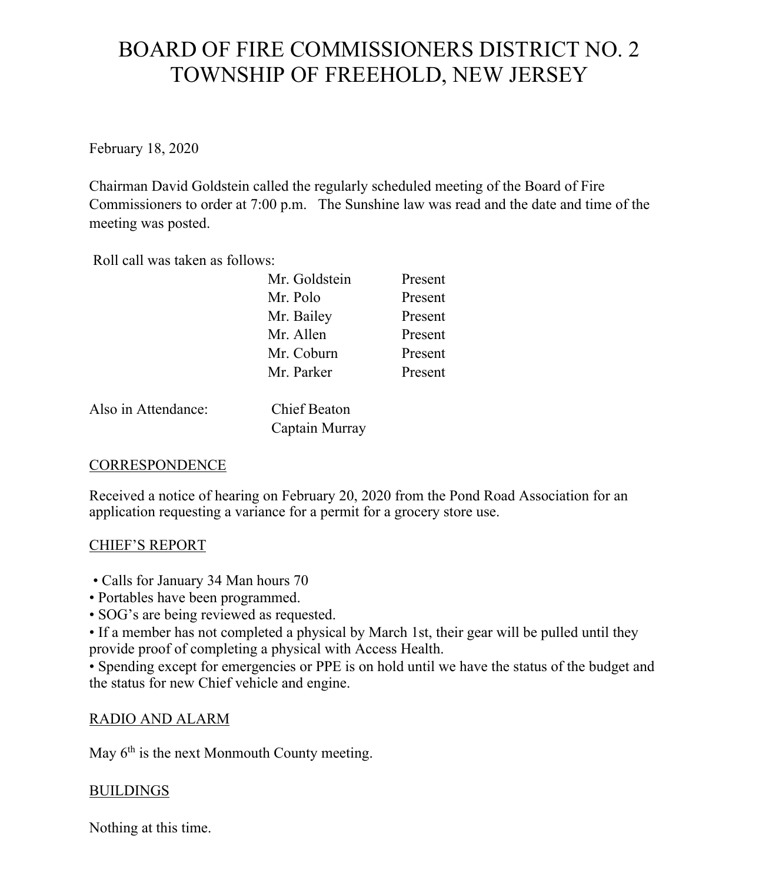# BOARD OF FIRE COMMISSIONERS DISTRICT NO. 2
# TOWNSHIP OF FREEHOLD, NEW JERSEY

February 18, 2020

Chairman David Goldstein called the regularly scheduled meeting of the Board of Fire Commissioners to order at 7:00 p.m. The Sunshine law was read and the date and time of the meeting was posted.

Roll call was taken as follows:

| | |
|---|---|
| Mr. Goldstein | Present |
| Mr. Polo | Present |
| Mr. Bailey | Present |
| Mr. Allen | Present |
| Mr. Coburn | Present |
| Mr. Parker | Present |

Also in Attendance: Chief Beaton
Captain Murray

## CORRESPONDENCE

Received a notice of hearing on February 20, 2020 from the Pond Road Association for an application requesting a variance for a permit for a grocery store use.

## CHIEF'S REPORT

- Calls for January 34 Man hours 70
- Portables have been programmed.
- SOG's are being reviewed as requested.
- If a member has not completed a physical by March 1st, their gear will be pulled until they provide proof of completing a physical with Access Health.
- Spending except for emergencies or PPE is on hold until we have the status of the budget and the status for new Chief vehicle and engine.

## RADIO AND ALARM

May 6th is the next Monmouth County meeting.

## BUILDINGS

Nothing at this time.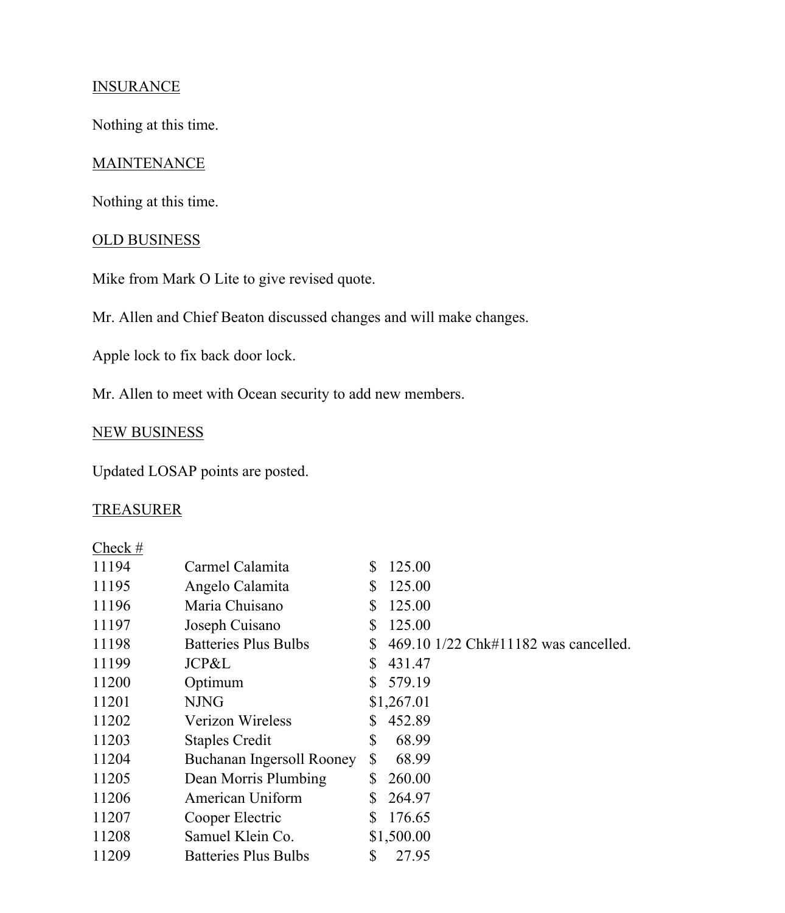<u>INSURANCE</u>

Nothing at this time.

<u>MAINTENANCE</u>

Nothing at this time.

<u>OLD BUSINESS</u>

Mike from Mark O Lite to give revised quote.

Mr. Allen and Chief Beaton discussed changes and will make changes.

Apple lock to fix back door lock.

Mr. Allen to meet with Ocean security to add new members.

<u>NEW BUSINESS</u>

Updated LOSAP points are posted.

<u>TREASURER</u>

| Check # | | | |
|---|---|---|---|
| 11194 | Carmel Calamita | $ 125.00 | |
| 11195 | Angelo Calamita | $ 125.00 | |
| 11196 | Maria Chuisano | $ 125.00 | |
| 11197 | Joseph Cuisano | $ 125.00 | |
| 11198 | Batteries Plus Bulbs | $ 469.10 | 1/22 Chk#11182 was cancelled. |
| 11199 | JCP&L | $ 431.47 | |
| 11200 | Optimum | $ 579.19 | |
| 11201 | NJNG | $1,267.01 | |
| 11202 | Verizon Wireless | $ 452.89 | |
| 11203 | Staples Credit | $ 68.99 | |
| 11204 | Buchanan Ingersoll Rooney | $ 68.99 | |
| 11205 | Dean Morris Plumbing | $ 260.00 | |
| 11206 | American Uniform | $ 264.97 | |
| 11207 | Cooper Electric | $ 176.65 | |
| 11208 | Samuel Klein Co. | $1,500.00 | |
| 11209 | Batteries Plus Bulbs | $ 27.95 | |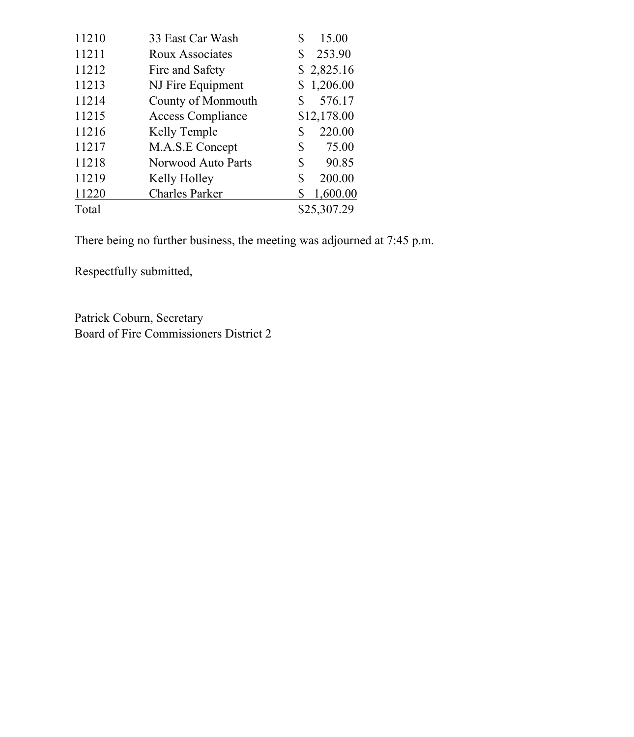| | | |
|---|---|---|
| 11210 | 33 East Car Wash | $ 15.00 |
| 11211 | Roux Associates | $ 253.90 |
| 11212 | Fire and Safety | $ 2,825.16 |
| 11213 | NJ Fire Equipment | $ 1,206.00 |
| 11214 | County of Monmouth | $ 576.17 |
| 11215 | Access Compliance | $12,178.00 |
| 11216 | Kelly Temple | $ 220.00 |
| 11217 | M.A.S.E Concept | $ 75.00 |
| 11218 | Norwood Auto Parts | $ 90.85 |
| 11219 | Kelly Holley | $ 200.00 |
| 11220 | Charles Parker | $ 1,600.00 |
| Total | | $25,307.29 |

There being no further business, the meeting was adjourned at 7:45 p.m.

Respectfully submitted,

Patrick Coburn, Secretary
Board of Fire Commissioners District 2